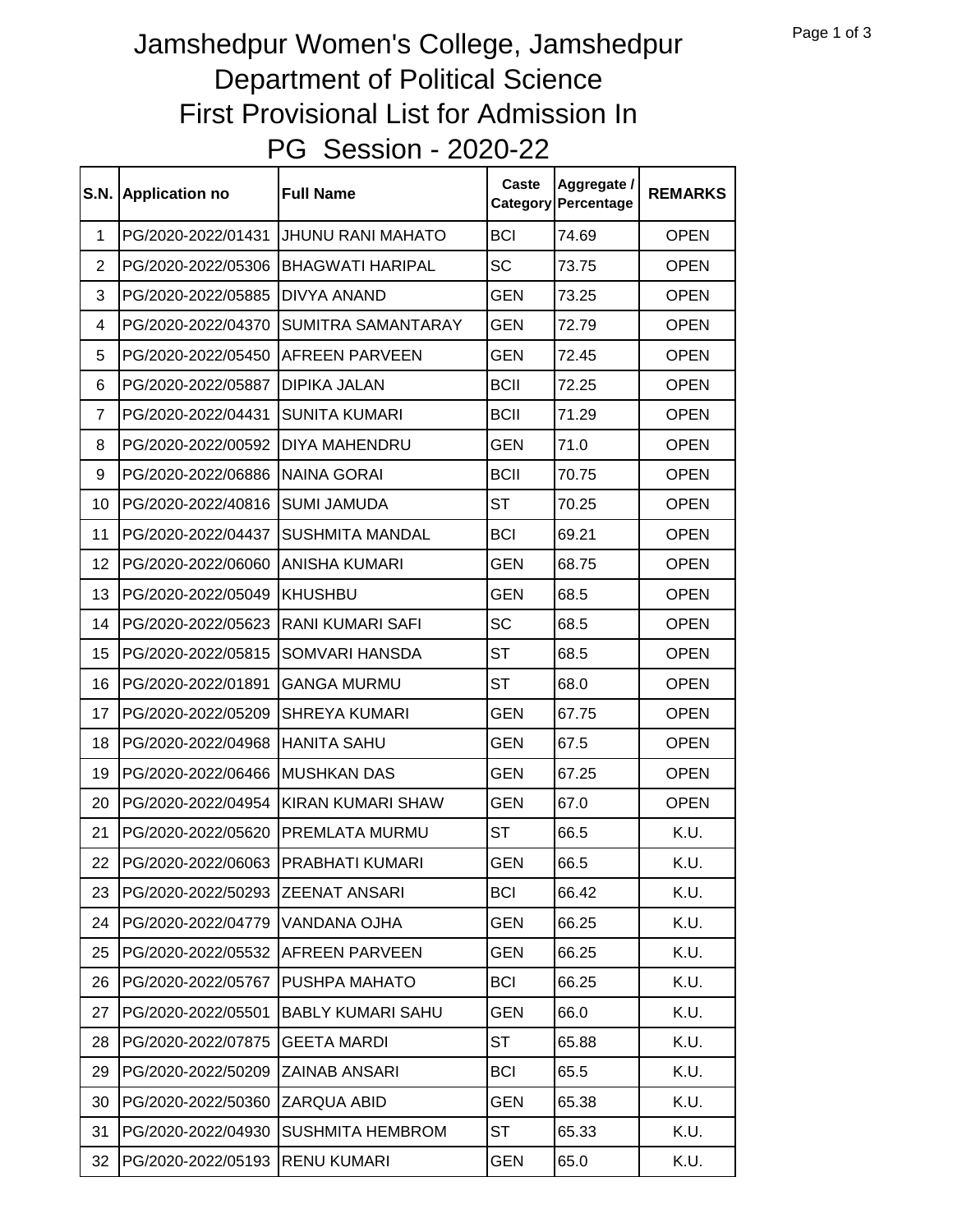# Jamshedpur Women's College, Jamshedpur
## Department of Political Science
## First Provisional List for Admission In
## PG Session - 2020-22

| S.N. | Application no | Full Name | Caste Category | Aggregate / Percentage | REMARKS |
|---|---|---|---|---|---|
| 1 | PG/2020-2022/01431 | JHUNU RANI MAHATO | BCI | 74.69 | OPEN |
| 2 | PG/2020-2022/05306 | BHAGWATI HARIPAL | SC | 73.75 | OPEN |
| 3 | PG/2020-2022/05885 | DIVYA ANAND | GEN | 73.25 | OPEN |
| 4 | PG/2020-2022/04370 | SUMITRA SAMANTARAY | GEN | 72.79 | OPEN |
| 5 | PG/2020-2022/05450 | AFREEN PARVEEN | GEN | 72.45 | OPEN |
| 6 | PG/2020-2022/05887 | DIPIKA JALAN | BCII | 72.25 | OPEN |
| 7 | PG/2020-2022/04431 | SUNITA KUMARI | BCII | 71.29 | OPEN |
| 8 | PG/2020-2022/00592 | DIYA MAHENDRU | GEN | 71.0 | OPEN |
| 9 | PG/2020-2022/06886 | NAINA GORAI | BCII | 70.75 | OPEN |
| 10 | PG/2020-2022/40816 | SUMI JAMUDA | ST | 70.25 | OPEN |
| 11 | PG/2020-2022/04437 | SUSHMITA MANDAL | BCI | 69.21 | OPEN |
| 12 | PG/2020-2022/06060 | ANISHA KUMARI | GEN | 68.75 | OPEN |
| 13 | PG/2020-2022/05049 | KHUSHBU | GEN | 68.5 | OPEN |
| 14 | PG/2020-2022/05623 | RANI KUMARI SAFI | SC | 68.5 | OPEN |
| 15 | PG/2020-2022/05815 | SOMVARI HANSDA | ST | 68.5 | OPEN |
| 16 | PG/2020-2022/01891 | GANGA MURMU | ST | 68.0 | OPEN |
| 17 | PG/2020-2022/05209 | SHREYA KUMARI | GEN | 67.75 | OPEN |
| 18 | PG/2020-2022/04968 | HANITA SAHU | GEN | 67.5 | OPEN |
| 19 | PG/2020-2022/06466 | MUSHKAN DAS | GEN | 67.25 | OPEN |
| 20 | PG/2020-2022/04954 | KIRAN KUMARI SHAW | GEN | 67.0 | OPEN |
| 21 | PG/2020-2022/05620 | PREMLATA MURMU | ST | 66.5 | K.U. |
| 22 | PG/2020-2022/06063 | PRABHATI KUMARI | GEN | 66.5 | K.U. |
| 23 | PG/2020-2022/50293 | ZEENAT ANSARI | BCI | 66.42 | K.U. |
| 24 | PG/2020-2022/04779 | VANDANA OJHA | GEN | 66.25 | K.U. |
| 25 | PG/2020-2022/05532 | AFREEN PARVEEN | GEN | 66.25 | K.U. |
| 26 | PG/2020-2022/05767 | PUSHPA MAHATO | BCI | 66.25 | K.U. |
| 27 | PG/2020-2022/05501 | BABLY KUMARI SAHU | GEN | 66.0 | K.U. |
| 28 | PG/2020-2022/07875 | GEETA MARDI | ST | 65.88 | K.U. |
| 29 | PG/2020-2022/50209 | ZAINAB ANSARI | BCI | 65.5 | K.U. |
| 30 | PG/2020-2022/50360 | ZARQUA ABID | GEN | 65.38 | K.U. |
| 31 | PG/2020-2022/04930 | SUSHMITA HEMBROM | ST | 65.33 | K.U. |
| 32 | PG/2020-2022/05193 | RENU KUMARI | GEN | 65.0 | K.U. |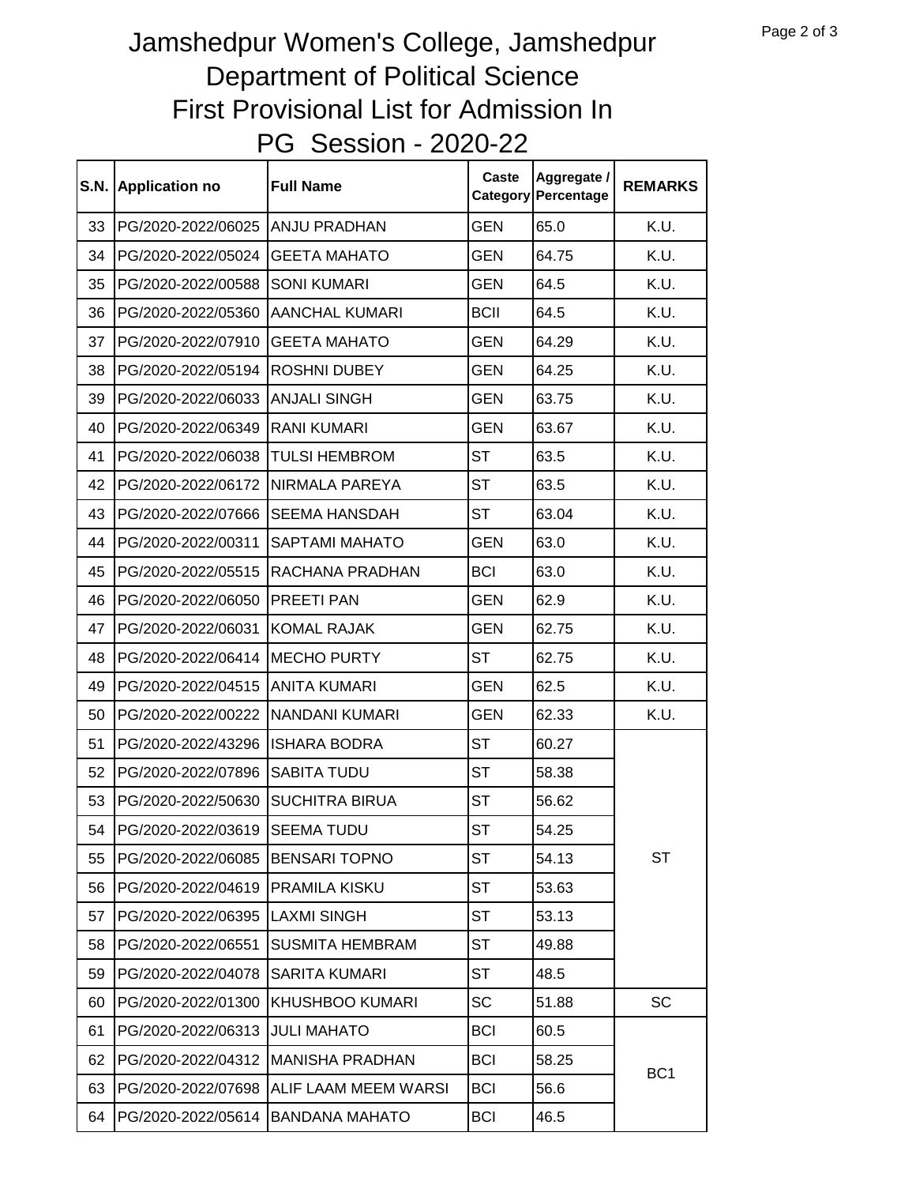# Jamshedpur Women's College, Jamshedpur
## Department of Political Science
## First Provisional List for Admission In
## PG Session - 2020-22

| S.N. | Application no | Full Name | Caste Category | Aggregate / Percentage | REMARKS |
|---|---|---|---|---|---|
| 33 | PG/2020-2022/06025 | ANJU PRADHAN | GEN | 65.0 | K.U. |
| 34 | PG/2020-2022/05024 | GEETA MAHATO | GEN | 64.75 | K.U. |
| 35 | PG/2020-2022/00588 | SONI KUMARI | GEN | 64.5 | K.U. |
| 36 | PG/2020-2022/05360 | AANCHAL KUMARI | BCII | 64.5 | K.U. |
| 37 | PG/2020-2022/07910 | GEETA MAHATO | GEN | 64.29 | K.U. |
| 38 | PG/2020-2022/05194 | ROSHNI DUBEY | GEN | 64.25 | K.U. |
| 39 | PG/2020-2022/06033 | ANJALI SINGH | GEN | 63.75 | K.U. |
| 40 | PG/2020-2022/06349 | RANI KUMARI | GEN | 63.67 | K.U. |
| 41 | PG/2020-2022/06038 | TULSI HEMBROM | ST | 63.5 | K.U. |
| 42 | PG/2020-2022/06172 | NIRMALA PAREYA | ST | 63.5 | K.U. |
| 43 | PG/2020-2022/07666 | SEEMA HANSDAH | ST | 63.04 | K.U. |
| 44 | PG/2020-2022/00311 | SAPTAMI MAHATO | GEN | 63.0 | K.U. |
| 45 | PG/2020-2022/05515 | RACHANA PRADHAN | BCI | 63.0 | K.U. |
| 46 | PG/2020-2022/06050 | PREETI PAN | GEN | 62.9 | K.U. |
| 47 | PG/2020-2022/06031 | KOMAL RAJAK | GEN | 62.75 | K.U. |
| 48 | PG/2020-2022/06414 | MECHO PURTY | ST | 62.75 | K.U. |
| 49 | PG/2020-2022/04515 | ANITA KUMARI | GEN | 62.5 | K.U. |
| 50 | PG/2020-2022/00222 | NANDANI KUMARI | GEN | 62.33 | K.U. |
| 51 | PG/2020-2022/43296 | ISHARA BODRA | ST | 60.27 | ST |
| 52 | PG/2020-2022/07896 | SABITA TUDU | ST | 58.38 | |
| 53 | PG/2020-2022/50630 | SUCHITRA BIRUA | ST | 56.62 | |
| 54 | PG/2020-2022/03619 | SEEMA TUDU | ST | 54.25 | |
| 55 | PG/2020-2022/06085 | BENSARI TOPNO | ST | 54.13 | |
| 56 | PG/2020-2022/04619 | PRAMILA KISKU | ST | 53.63 | |
| 57 | PG/2020-2022/06395 | LAXMI SINGH | ST | 53.13 | |
| 58 | PG/2020-2022/06551 | SUSMITA HEMBRAM | ST | 49.88 | |
| 59 | PG/2020-2022/04078 | SARITA KUMARI | ST | 48.5 | |
| 60 | PG/2020-2022/01300 | KHUSHBOO KUMARI | SC | 51.88 | SC |
| 61 | PG/2020-2022/06313 | JULI MAHATO | BCI | 60.5 | BC1 |
| 62 | PG/2020-2022/04312 | MANISHA PRADHAN | BCI | 58.25 | |
| 63 | PG/2020-2022/07698 | ALIF LAAM MEEM WARSI | BCI | 56.6 | |
| 64 | PG/2020-2022/05614 | BANDANA MAHATO | BCI | 46.5 | |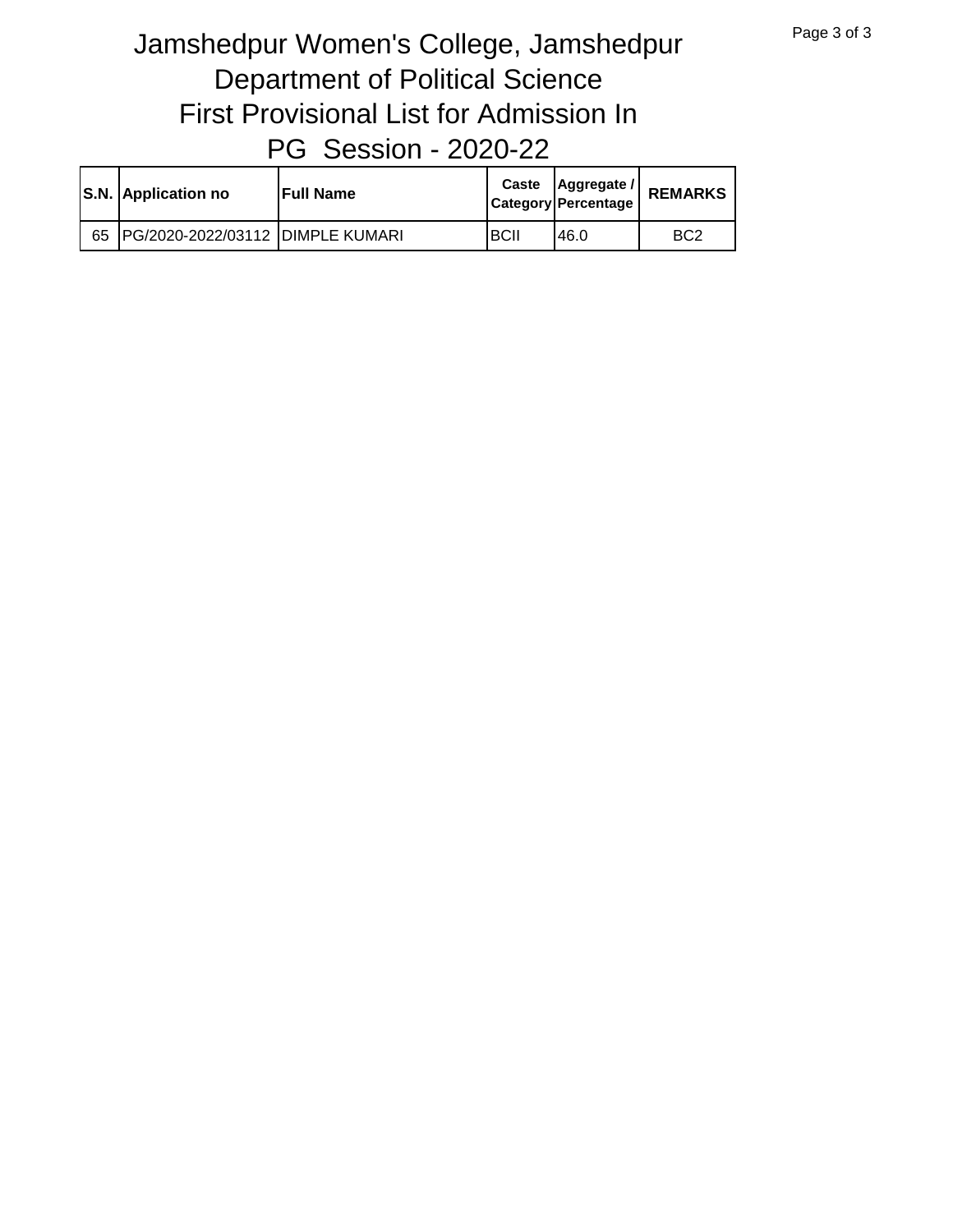# Jamshedpur Women's College, Jamshedpur
## Department of Political Science
## First Provisional List for Admission In
## PG Session - 2020-22

| S.N. | Application no | Full Name | Caste Category | Aggregate / Percentage | REMARKS |
|---|---|---|---|---|---|
| 65 | PG/2020-2022/03112 | DIMPLE KUMARI | BCII | 46.0 | BC2 |